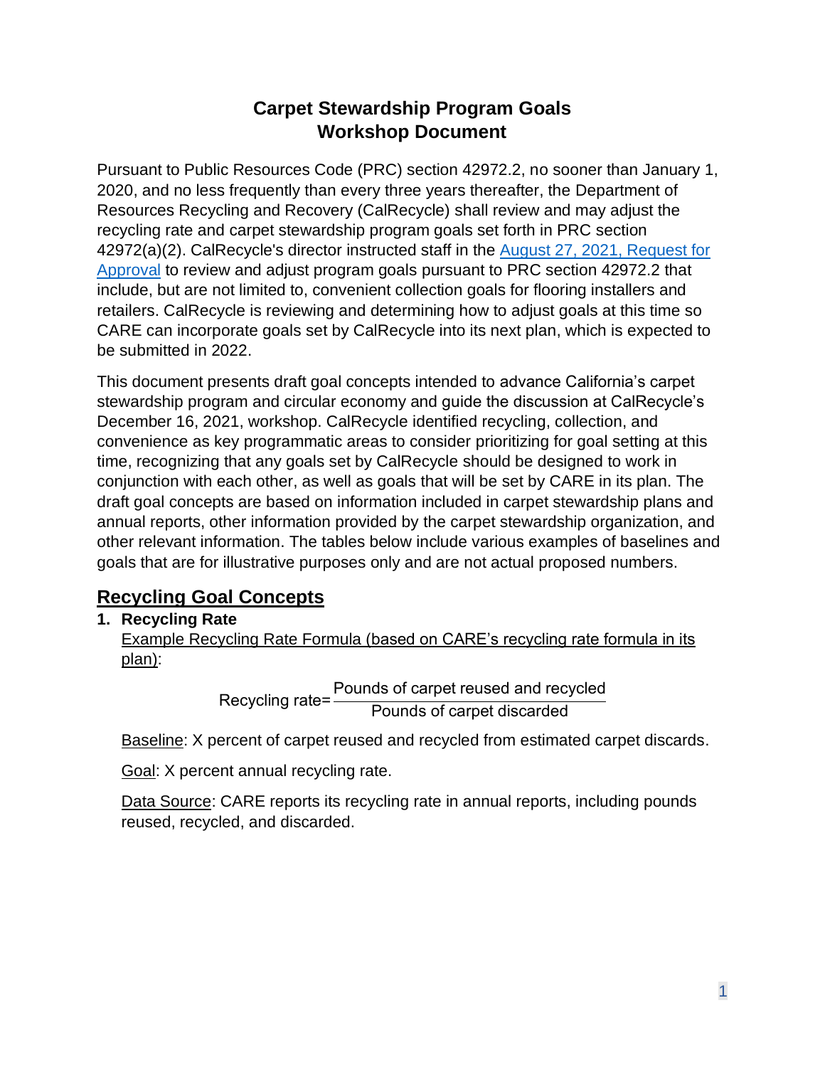# Carpet Stewardship Program Goals
# Workshop Document

Pursuant to Public Resources Code (PRC) section 42972.2, no sooner than January 1, 2020, and no less frequently than every three years thereafter, the Department of Resources Recycling and Recovery (CalRecycle) shall review and may adjust the recycling rate and carpet stewardship program goals set forth in PRC section 42972(a)(2). CalRecycle's director instructed staff in the [August 27, 2021, Request for Approval]() to review and adjust program goals pursuant to PRC section 42972.2 that include, but are not limited to, convenient collection goals for flooring installers and retailers. CalRecycle is reviewing and determining how to adjust goals at this time so CARE can incorporate goals set by CalRecycle into its next plan, which is expected to be submitted in 2022.

This document presents draft goal concepts intended to advance California's carpet stewardship program and circular economy and guide the discussion at CalRecycle's December 16, 2021, workshop. CalRecycle identified recycling, collection, and convenience as key programmatic areas to consider prioritizing for goal setting at this time, recognizing that any goals set by CalRecycle should be designed to work in conjunction with each other, as well as goals that will be set by CARE in its plan. The draft goal concepts are based on information included in carpet stewardship plans and annual reports, other information provided by the carpet stewardship organization, and other relevant information. The tables below include various examples of baselines and goals that are for illustrative purposes only and are not actual proposed numbers.

## Recycling Goal Concepts

**1. Recycling Rate**

Example Recycling Rate Formula (based on CARE's recycling rate formula in its plan):

$$\text{Recycling rate} = \frac{\text{Pounds of carpet reused and recycled}}{\text{Pounds of carpet discarded}}$$

Baseline: X percent of carpet reused and recycled from estimated carpet discards.

Goal: X percent annual recycling rate.

Data Source: CARE reports its recycling rate in annual reports, including pounds reused, recycled, and discarded.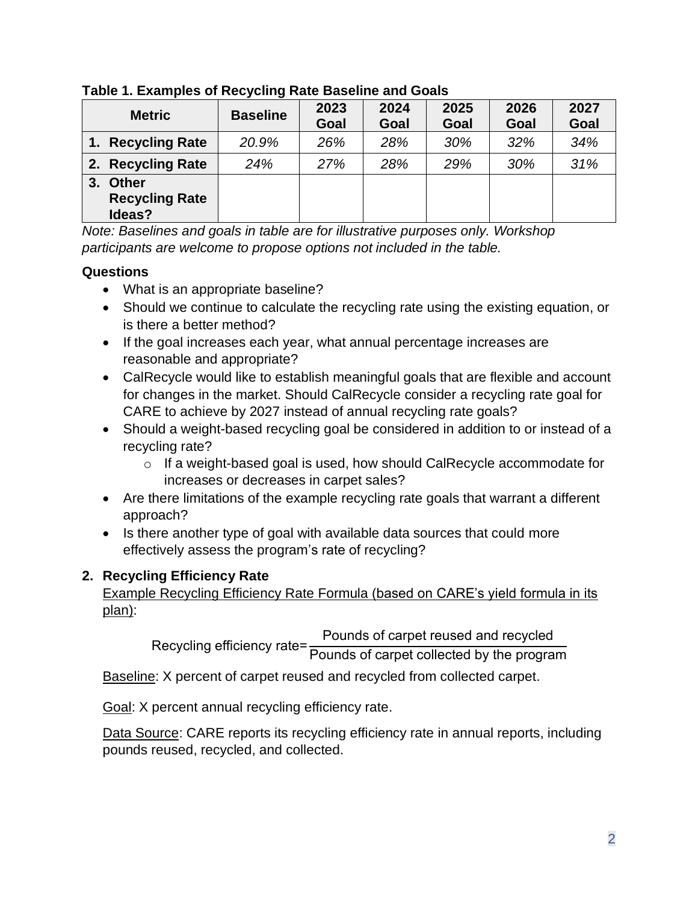**Table 1. Examples of Recycling Rate Baseline and Goals**

| Metric | Baseline | 2023 Goal | 2024 Goal | 2025 Goal | 2026 Goal | 2027 Goal |
|---|---|---|---|---|---|---|
| **1. Recycling Rate** | *20.9%* | *26%* | *28%* | *30%* | *32%* | *34%* |
| **2. Recycling Rate** | *24%* | *27%* | *28%* | *29%* | *30%* | *31%* |
| **3. Other Recycling Rate Ideas?** | | | | | | |

*Note: Baselines and goals in table are for illustrative purposes only. Workshop participants are welcome to propose options not included in the table.*

**Questions**

- What is an appropriate baseline?
- Should we continue to calculate the recycling rate using the existing equation, or is there a better method?
- If the goal increases each year, what annual percentage increases are reasonable and appropriate?
- CalRecycle would like to establish meaningful goals that are flexible and account for changes in the market. Should CalRecycle consider a recycling rate goal for CARE to achieve by 2027 instead of annual recycling rate goals?
- Should a weight-based recycling goal be considered in addition to or instead of a recycling rate?
  - If a weight-based goal is used, how should CalRecycle accommodate for increases or decreases in carpet sales?
- Are there limitations of the example recycling rate goals that warrant a different approach?
- Is there another type of goal with available data sources that could more effectively assess the program's rate of recycling?

**2. Recycling Efficiency Rate**

Example Recycling Efficiency Rate Formula (based on CARE's yield formula in its plan):

$$\text{Recycling efficiency rate} = \frac{\text{Pounds of carpet reused and recycled}}{\text{Pounds of carpet collected by the program}}$$

Baseline: X percent of carpet reused and recycled from collected carpet.

Goal: X percent annual recycling efficiency rate.

Data Source: CARE reports its recycling efficiency rate in annual reports, including pounds reused, recycled, and collected.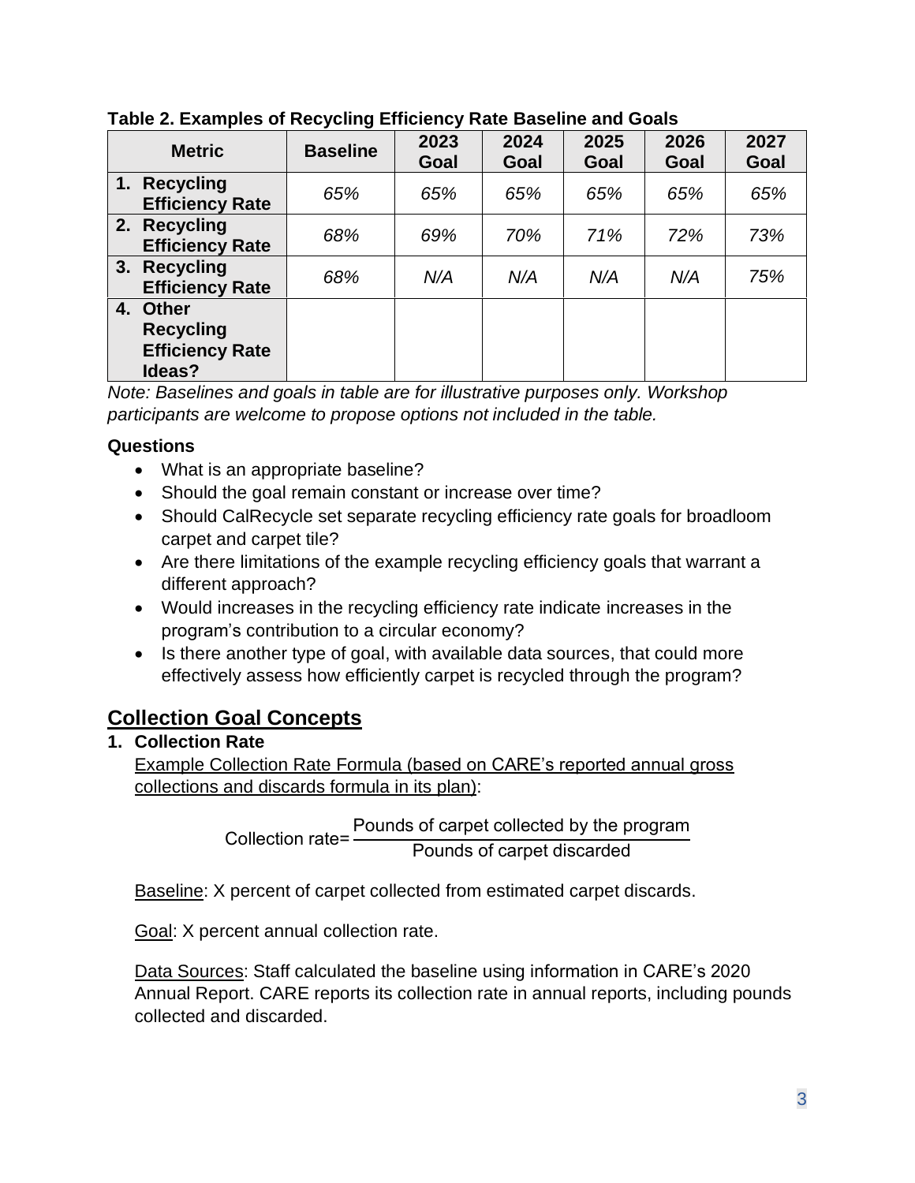**Table 2. Examples of Recycling Efficiency Rate Baseline and Goals**

| Metric | Baseline | 2023 Goal | 2024 Goal | 2025 Goal | 2026 Goal | 2027 Goal |
|---|---|---|---|---|---|---|
| 1. Recycling Efficiency Rate | *65%* | *65%* | *65%* | *65%* | *65%* | *65%* |
| 2. Recycling Efficiency Rate | *68%* | *69%* | *70%* | *71%* | *72%* | *73%* |
| 3. Recycling Efficiency Rate | *68%* | *N/A* | *N/A* | *N/A* | *N/A* | *75%* |
| 4. Other Recycling Efficiency Rate Ideas? | | | | | | |

*Note: Baselines and goals in table are for illustrative purposes only. Workshop participants are welcome to propose options not included in the table.*

**Questions**

- What is an appropriate baseline?
- Should the goal remain constant or increase over time?
- Should CalRecycle set separate recycling efficiency rate goals for broadloom carpet and carpet tile?
- Are there limitations of the example recycling efficiency goals that warrant a different approach?
- Would increases in the recycling efficiency rate indicate increases in the program's contribution to a circular economy?
- Is there another type of goal, with available data sources, that could more effectively assess how efficiently carpet is recycled through the program?

## Collection Goal Concepts

**1. Collection Rate**

Example Collection Rate Formula (based on CARE's reported annual gross collections and discards formula in its plan):

$$\text{Collection rate} = \frac{\text{Pounds of carpet collected by the program}}{\text{Pounds of carpet discarded}}$$

Baseline: X percent of carpet collected from estimated carpet discards.

Goal: X percent annual collection rate.

Data Sources: Staff calculated the baseline using information in CARE's 2020 Annual Report. CARE reports its collection rate in annual reports, including pounds collected and discarded.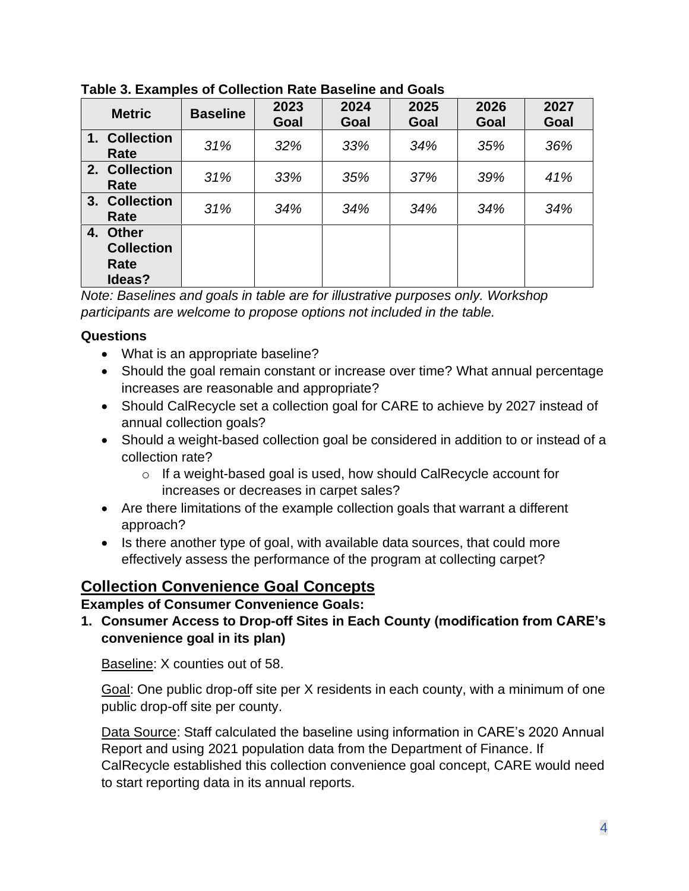**Table 3. Examples of Collection Rate Baseline and Goals**

| Metric | Baseline | 2023 Goal | 2024 Goal | 2025 Goal | 2026 Goal | 2027 Goal |
|---|---|---|---|---|---|---|
| **1. Collection Rate** | *31%* | *32%* | *33%* | *34%* | *35%* | *36%* |
| **2. Collection Rate** | *31%* | *33%* | *35%* | *37%* | *39%* | *41%* |
| **3. Collection Rate** | *31%* | *34%* | *34%* | *34%* | *34%* | *34%* |
| **4. Other Collection Rate Ideas?** | | | | | | |

*Note: Baselines and goals in table are for illustrative purposes only. Workshop participants are welcome to propose options not included in the table.*

**Questions**

- What is an appropriate baseline?
- Should the goal remain constant or increase over time? What annual percentage increases are reasonable and appropriate?
- Should CalRecycle set a collection goal for CARE to achieve by 2027 instead of annual collection goals?
- Should a weight-based collection goal be considered in addition to or instead of a collection rate?
  - If a weight-based goal is used, how should CalRecycle account for increases or decreases in carpet sales?
- Are there limitations of the example collection goals that warrant a different approach?
- Is there another type of goal, with available data sources, that could more effectively assess the performance of the program at collecting carpet?

## Collection Convenience Goal Concepts

**Examples of Consumer Convenience Goals:**

**1. Consumer Access to Drop-off Sites in Each County (modification from CARE's convenience goal in its plan)**

Baseline: X counties out of 58.

Goal: One public drop-off site per X residents in each county, with a minimum of one public drop-off site per county.

Data Source: Staff calculated the baseline using information in CARE's 2020 Annual Report and using 2021 population data from the Department of Finance. If CalRecycle established this collection convenience goal concept, CARE would need to start reporting data in its annual reports.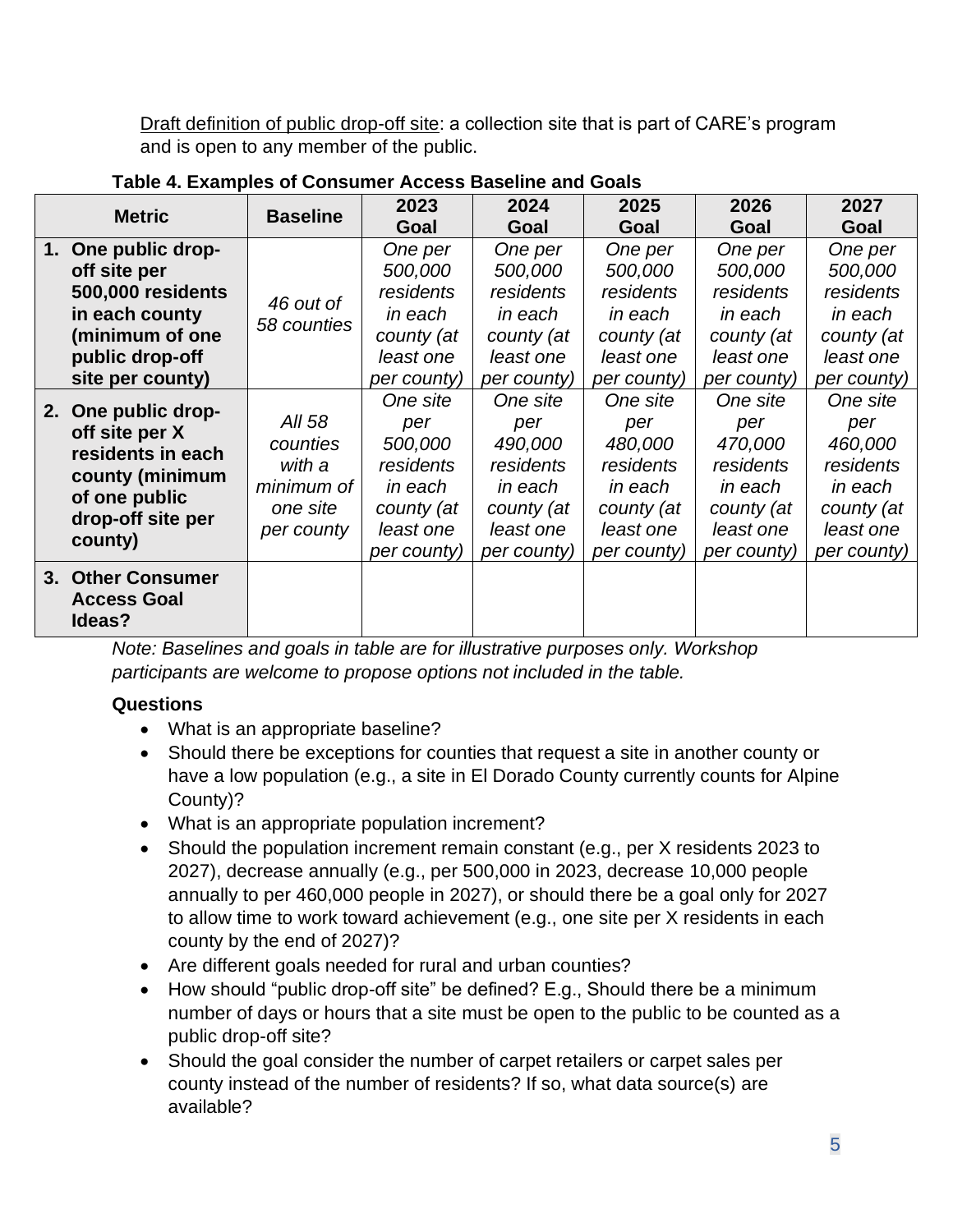<u>Draft definition of public drop-off site</u>: a collection site that is part of CARE's program and is open to any member of the public.

**Table 4. Examples of Consumer Access Baseline and Goals**

| Metric | Baseline | 2023 Goal | 2024 Goal | 2025 Goal | 2026 Goal | 2027 Goal |
|---|---|---|---|---|---|---|
| **1. One public drop-off site per 500,000 residents in each county (minimum of one public drop-off site per county)** | *46 out of 58 counties* | *One per 500,000 residents in each county (at least one per county)* | *One per 500,000 residents in each county (at least one per county)* | *One per 500,000 residents in each county (at least one per county)* | *One per 500,000 residents in each county (at least one per county)* | *One per 500,000 residents in each county (at least one per county)* |
| **2. One public drop-off site per X residents in each county (minimum of one public drop-off site per county)** | *All 58 counties with a minimum of one site per county* | *One site per 500,000 residents in each county (at least one per county)* | *One site per 490,000 residents in each county (at least one per county)* | *One site per 480,000 residents in each county (at least one per county)* | *One site per 470,000 residents in each county (at least one per county)* | *One site per 460,000 residents in each county (at least one per county)* |
| **3. Other Consumer Access Goal Ideas?** | | | | | | |

*Note: Baselines and goals in table are for illustrative purposes only. Workshop participants are welcome to propose options not included in the table.*

**Questions**

- What is an appropriate baseline?
- Should there be exceptions for counties that request a site in another county or have a low population (e.g., a site in El Dorado County currently counts for Alpine County)?
- What is an appropriate population increment?
- Should the population increment remain constant (e.g., per X residents 2023 to 2027), decrease annually (e.g., per 500,000 in 2023, decrease 10,000 people annually to per 460,000 people in 2027), or should there be a goal only for 2027 to allow time to work toward achievement (e.g., one site per X residents in each county by the end of 2027)?
- Are different goals needed for rural and urban counties?
- How should "public drop-off site" be defined? E.g., Should there be a minimum number of days or hours that a site must be open to the public to be counted as a public drop-off site?
- Should the goal consider the number of carpet retailers or carpet sales per county instead of the number of residents? If so, what data source(s) are available?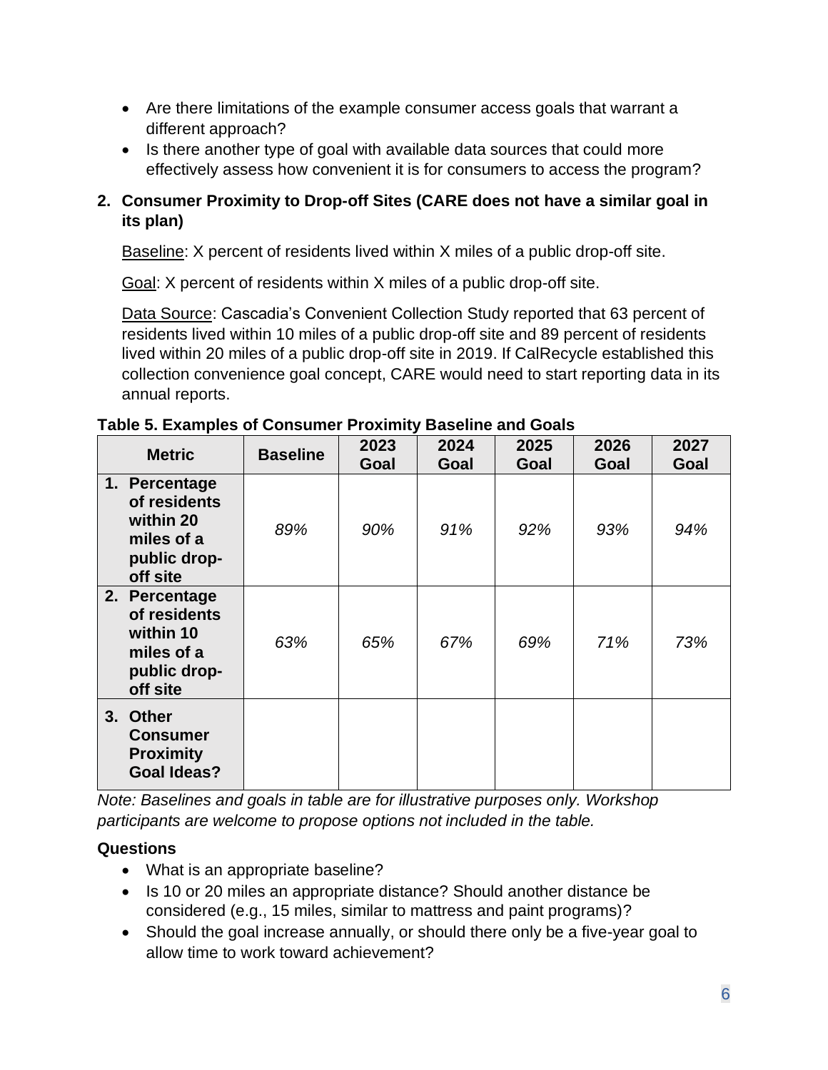- Are there limitations of the example consumer access goals that warrant a different approach?
- Is there another type of goal with available data sources that could more effectively assess how convenient it is for consumers to access the program?

**2. Consumer Proximity to Drop-off Sites (CARE does not have a similar goal in its plan)**

Baseline: X percent of residents lived within X miles of a public drop-off site.

Goal: X percent of residents within X miles of a public drop-off site.

Data Source: Cascadia's Convenient Collection Study reported that 63 percent of residents lived within 10 miles of a public drop-off site and 89 percent of residents lived within 20 miles of a public drop-off site in 2019. If CalRecycle established this collection convenience goal concept, CARE would need to start reporting data in its annual reports.

**Table 5. Examples of Consumer Proximity Baseline and Goals**

| Metric | Baseline | 2023 Goal | 2024 Goal | 2025 Goal | 2026 Goal | 2027 Goal |
|---|---|---|---|---|---|---|
| **1. Percentage of residents within 20 miles of a public drop-off site** | *89%* | *90%* | *91%* | *92%* | *93%* | *94%* |
| **2. Percentage of residents within 10 miles of a public drop-off site** | *63%* | *65%* | *67%* | *69%* | *71%* | *73%* |
| **3. Other Consumer Proximity Goal Ideas?** | | | | | | |

*Note: Baselines and goals in table are for illustrative purposes only. Workshop participants are welcome to propose options not included in the table.*

**Questions**

- What is an appropriate baseline?
- Is 10 or 20 miles an appropriate distance? Should another distance be considered (e.g., 15 miles, similar to mattress and paint programs)?
- Should the goal increase annually, or should there only be a five-year goal to allow time to work toward achievement?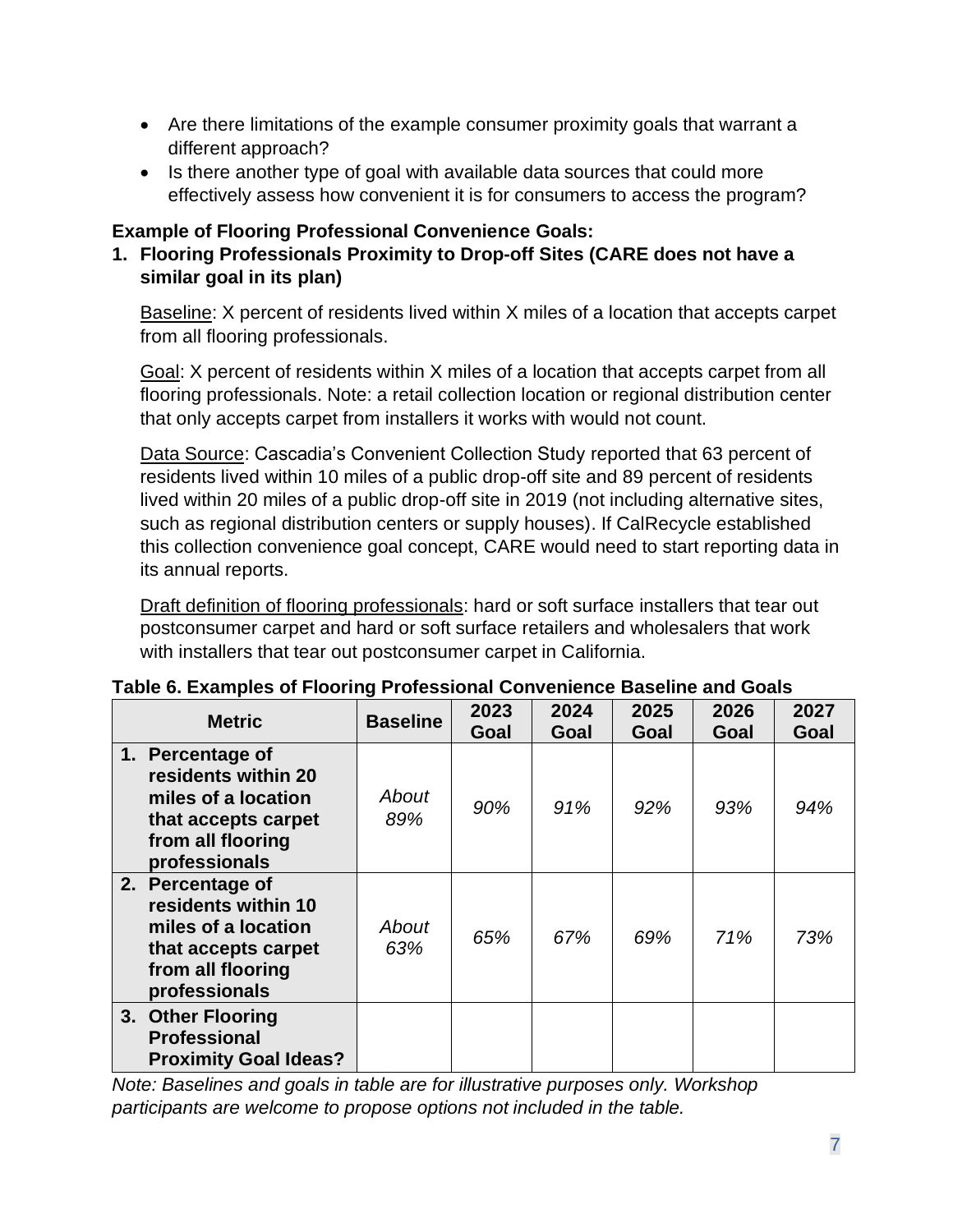- Are there limitations of the example consumer proximity goals that warrant a different approach?
- Is there another type of goal with available data sources that could more effectively assess how convenient it is for consumers to access the program?

**Example of Flooring Professional Convenience Goals:**

1. **Flooring Professionals Proximity to Drop-off Sites (CARE does not have a similar goal in its plan)**

   Baseline: X percent of residents lived within X miles of a location that accepts carpet from all flooring professionals.

   Goal: X percent of residents within X miles of a location that accepts carpet from all flooring professionals. Note: a retail collection location or regional distribution center that only accepts carpet from installers it works with would not count.

   Data Source: Cascadia's Convenient Collection Study reported that 63 percent of residents lived within 10 miles of a public drop-off site and 89 percent of residents lived within 20 miles of a public drop-off site in 2019 (not including alternative sites, such as regional distribution centers or supply houses). If CalRecycle established this collection convenience goal concept, CARE would need to start reporting data in its annual reports.

   Draft definition of flooring professionals: hard or soft surface installers that tear out postconsumer carpet and hard or soft surface retailers and wholesalers that work with installers that tear out postconsumer carpet in California.

**Table 6. Examples of Flooring Professional Convenience Baseline and Goals**

| Metric | Baseline | 2023 Goal | 2024 Goal | 2025 Goal | 2026 Goal | 2027 Goal |
|---|---|---|---|---|---|---|
| 1. Percentage of residents within 20 miles of a location that accepts carpet from all flooring professionals | *About 89%* | *90%* | *91%* | *92%* | *93%* | *94%* |
| 2. Percentage of residents within 10 miles of a location that accepts carpet from all flooring professionals | *About 63%* | *65%* | *67%* | *69%* | *71%* | *73%* |
| 3. Other Flooring Professional Proximity Goal Ideas? | | | | | | |

*Note: Baselines and goals in table are for illustrative purposes only. Workshop participants are welcome to propose options not included in the table.*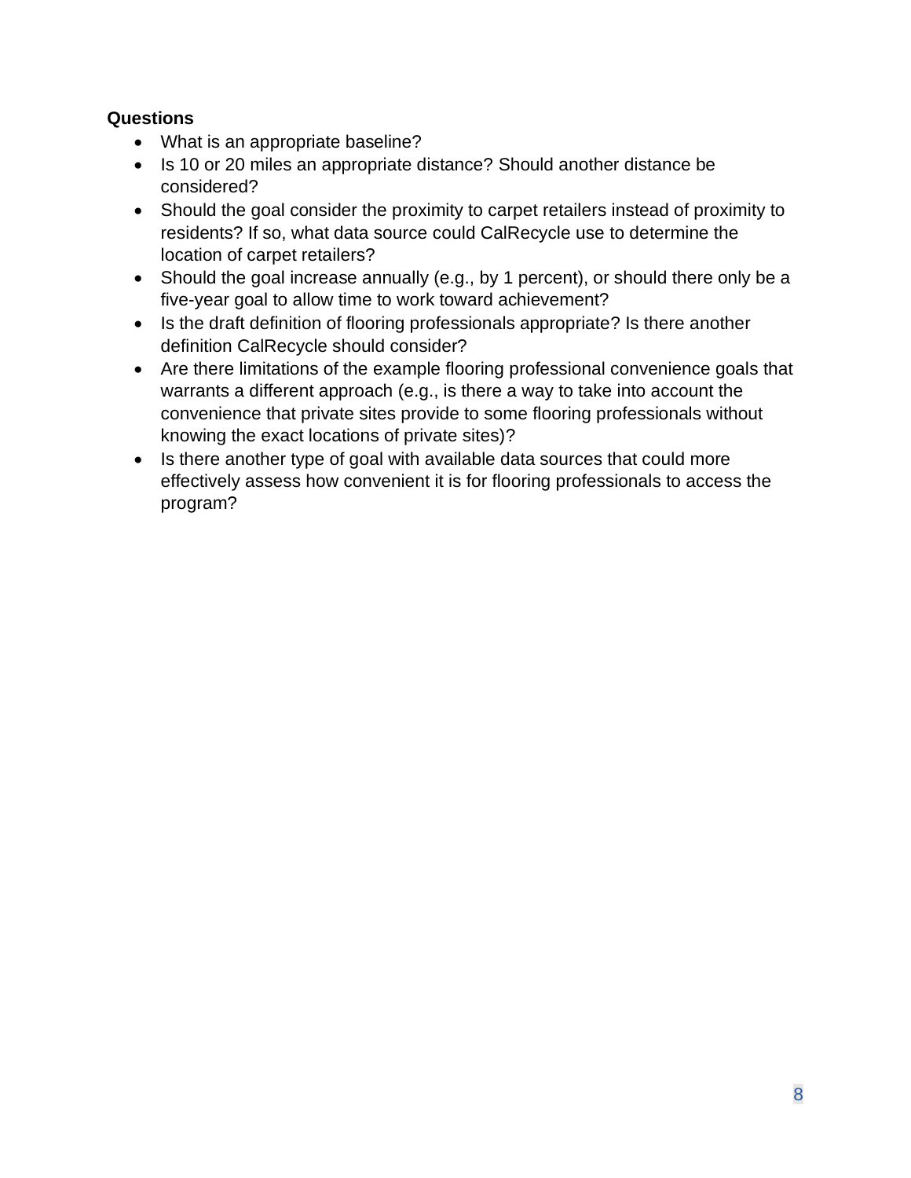**Questions**

- What is an appropriate baseline?
- Is 10 or 20 miles an appropriate distance? Should another distance be considered?
- Should the goal consider the proximity to carpet retailers instead of proximity to residents? If so, what data source could CalRecycle use to determine the location of carpet retailers?
- Should the goal increase annually (e.g., by 1 percent), or should there only be a five-year goal to allow time to work toward achievement?
- Is the draft definition of flooring professionals appropriate? Is there another definition CalRecycle should consider?
- Are there limitations of the example flooring professional convenience goals that warrants a different approach (e.g., is there a way to take into account the convenience that private sites provide to some flooring professionals without knowing the exact locations of private sites)?
- Is there another type of goal with available data sources that could more effectively assess how convenient it is for flooring professionals to access the program?